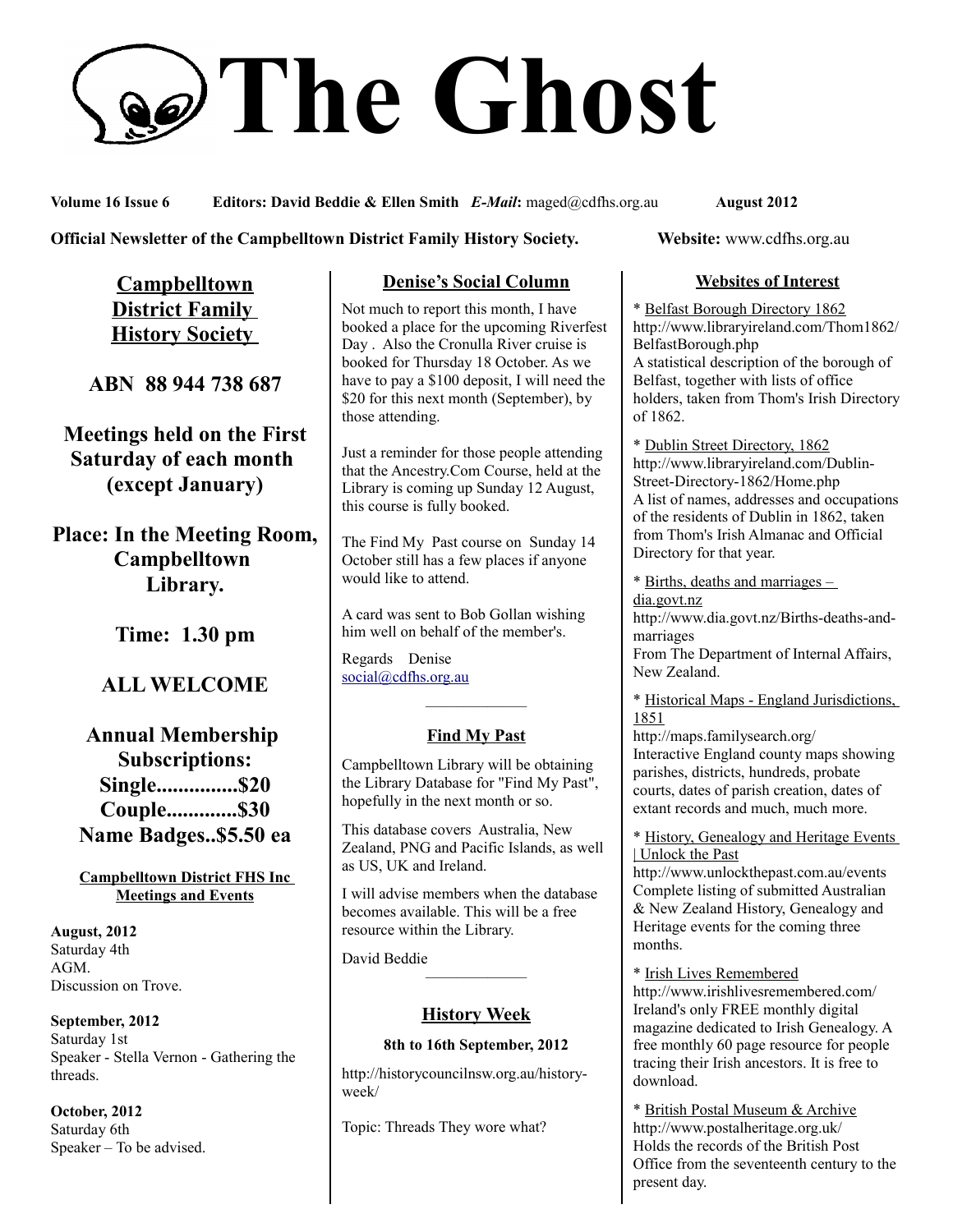# The Ghost

**Volume 16 Issue 6** **Editors: David Beddie & Ellen Smith** ***E-Mail*****:** maged@cdfhs.org.au **August 2012**

**Official Newsletter of the Campbelltown District Family History Society.** **Website:** www.cdfhs.org.au

## Campbelltown District Family History Society

**ABN 88 944 738 687**

**Meetings held on the First Saturday of each month (except January)**

**Place: In the Meeting Room, Campbelltown Library.**

**Time: 1.30 pm**

**ALL WELCOME**

**Annual Membership Subscriptions:**
**Single...............$20**
**Couple.............$30**
**Name Badges..$5.50 ea**

### Campbelltown District FHS Inc Meetings and Events

**August, 2012**
Saturday 4th
AGM.
Discussion on Trove.

**September, 2012**
Saturday 1st
Speaker - Stella Vernon - Gathering the threads.

**October, 2012**
Saturday 6th
Speaker – To be advised.

## Denise's Social Column

Not much to report this month, I have booked a place for the upcoming Riverfest Day . Also the Cronulla River cruise is booked for Thursday 18 October. As we have to pay a $100 deposit, I will need the $20 for this next month (September), by those attending.

Just a reminder for those people attending that the Ancestry.Com Course, held at the Library is coming up Sunday 12 August, this course is fully booked.

The Find My Past course on Sunday 14 October still has a few places if anyone would like to attend.

A card was sent to Bob Gollan wishing him well on behalf of the member's.

Regards Denise
social@cdfhs.org.au

---

## Find My Past

Campbelltown Library will be obtaining the Library Database for "Find My Past", hopefully in the next month or so.

This database covers Australia, New Zealand, PNG and Pacific Islands, as well as US, UK and Ireland.

I will advise members when the database becomes available. This will be a free resource within the Library.

David Beddie

---

## History Week

**8th to 16th September, 2012**

http://historycouncilnsw.org.au/history-week/

Topic: Threads They wore what?

## Websites of Interest

* Belfast Borough Directory 1862
http://www.libraryireland.com/Thom1862/BelfastBorough.php
A statistical description of the borough of Belfast, together with lists of office holders, taken from Thom's Irish Directory of 1862.

* Dublin Street Directory, 1862
http://www.libraryireland.com/Dublin-Street-Directory-1862/Home.php
A list of names, addresses and occupations of the residents of Dublin in 1862, taken from Thom's Irish Almanac and Official Directory for that year.

* Births, deaths and marriages – dia.govt.nz
http://www.dia.govt.nz/Births-deaths-and-marriages
From The Department of Internal Affairs, New Zealand.

* Historical Maps - England Jurisdictions, 1851
http://maps.familysearch.org/
Interactive England county maps showing parishes, districts, hundreds, probate courts, dates of parish creation, dates of extant records and much, much more.

* History, Genealogy and Heritage Events | Unlock the Past
http://www.unlockthepast.com.au/events
Complete listing of submitted Australian & New Zealand History, Genealogy and Heritage events for the coming three months.

* Irish Lives Remembered
http://www.irishlivesremembered.com/
Ireland's only FREE monthly digital magazine dedicated to Irish Genealogy. A free monthly 60 page resource for people tracing their Irish ancestors. It is free to download.

* British Postal Museum & Archive
http://www.postalheritage.org.uk/
Holds the records of the British Post Office from the seventeenth century to the present day.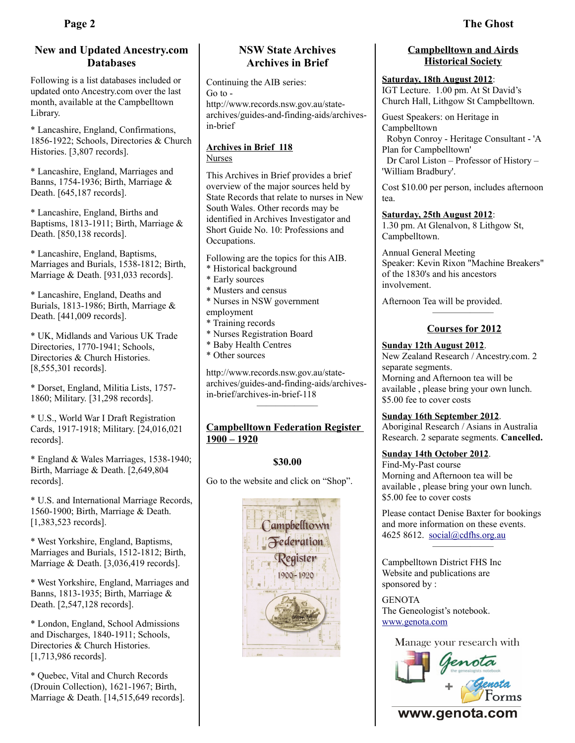## New and Updated Ancestry.com Databases

Following is a list databases included or updated onto Ancestry.com over the last month, available at the Campbelltown Library.

* Lancashire, England, Confirmations, 1856-1922; Schools, Directories & Church Histories. [3,807 records].

* Lancashire, England, Marriages and Banns, 1754-1936; Birth, Marriage & Death. [645,187 records].

* Lancashire, England, Births and Baptisms, 1813-1911; Birth, Marriage & Death. [850,138 records].

* Lancashire, England, Baptisms, Marriages and Burials, 1538-1812; Birth, Marriage & Death. [931,033 records].

* Lancashire, England, Deaths and Burials, 1813-1986; Birth, Marriage & Death. [441,009 records].

* UK, Midlands and Various UK Trade Directories, 1770-1941; Schools, Directories & Church Histories. [8,555,301 records].

* Dorset, England, Militia Lists, 1757-1860; Military. [31,298 records].

* U.S., World War I Draft Registration Cards, 1917-1918; Military. [24,016,021 records].

* England & Wales Marriages, 1538-1940; Birth, Marriage & Death. [2,649,804 records].

* U.S. and International Marriage Records, 1560-1900; Birth, Marriage & Death. [1,383,523 records].

* West Yorkshire, England, Baptisms, Marriages and Burials, 1512-1812; Birth, Marriage & Death. [3,036,419 records].

* West Yorkshire, England, Marriages and Banns, 1813-1935; Birth, Marriage & Death. [2,547,128 records].

* London, England, School Admissions and Discharges, 1840-1911; Schools, Directories & Church Histories. [1,713,986 records].

* Quebec, Vital and Church Records (Drouin Collection), 1621-1967; Birth, Marriage & Death. [14,515,649 records].

## NSW State Archives Archives in Brief

Continuing the AIB series:
Go to -
http://www.records.nsw.gov.au/state-archives/guides-and-finding-aids/archives-in-brief

**Archives in Brief 118**
Nurses

This Archives in Brief provides a brief overview of the major sources held by State Records that relate to nurses in New South Wales. Other records may be identified in Archives Investigator and Short Guide No. 10: Professions and Occupations.

Following are the topics for this AIB.
* Historical background
* Early sources
* Musters and census
* Nurses in NSW government employment
* Training records
* Nurses Registration Board
* Baby Health Centres
* Other sources

http://www.records.nsw.gov.au/state-archives/guides-and-finding-aids/archives-in-brief/archives-in-brief-118

## Campbelltown Federation Register 1900 – 1920

**$30.00**

Go to the website and click on "Shop".

Campbelltown Federation Register 1900-1920

## Campbelltown and Airds Historical Society

**Saturday, 18th August 2012**:
IGT Lecture. 1.00 pm. At St David's Church Hall, Lithgow St Campbelltown.

Guest Speakers: on Heritage in Campbelltown
Robyn Conroy - Heritage Consultant - 'A Plan for Campbelltown'
Dr Carol Liston – Professor of History – 'William Bradbury'.

Cost $10.00 per person, includes afternoon tea.

**Saturday, 25th August 2012**:
1.30 pm. At Glenalvon, 8 Lithgow St, Campbelltown.

Annual General Meeting
Speaker: Kevin Rixon "Machine Breakers" of the 1830's and his ancestors involvement.

Afternoon Tea will be provided.

## Courses for 2012

**Sunday 12th August 2012**.
New Zealand Research / Ancestry.com. 2 separate segments.
Morning and Afternoon tea will be available , please bring your own lunch.
$5.00 fee to cover costs

**Sunday 16th September 2012**.
Aboriginal Research / Asians in Australia Research. 2 separate segments. **Cancelled.**

**Sunday 14th October 2012**.
Find-My-Past course
Morning and Afternoon tea will be available , please bring your own lunch.
$5.00 fee to cover costs

Please contact Denise Baxter for bookings and more information on these events.
4625 8612. social@cdfhs.org.au

Campbelltown District FHS Inc
Website and publications are sponsored by :

GENOTA
The Geneologist's notebook.
www.genota.com

Manage your research with Genota + Genota Forms
www.genota.com